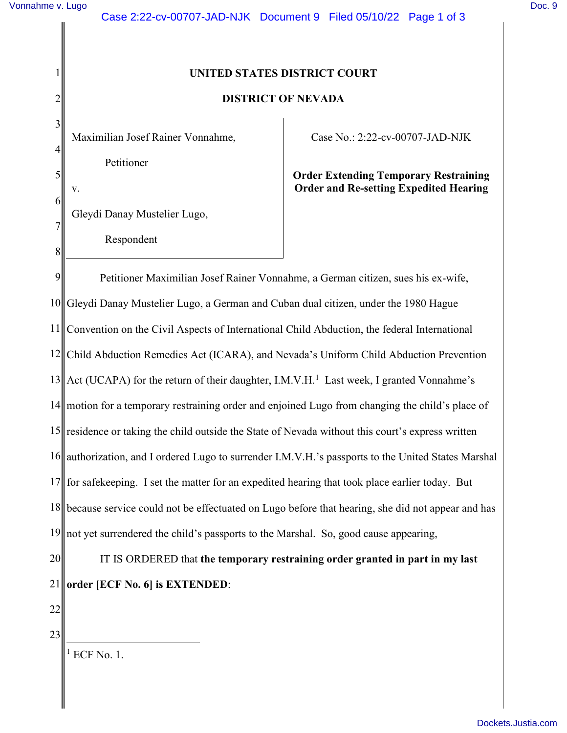# UNITED STATES DISTRICT COURT

# DISTRICT OF NEVADA

| | |
|---|---|
| Maximilian Josef Rainer Vonnahme, Petitioner v. Gleydi Danay Mustelier Lugo, Respondent | Case No.: 2:22-cv-00707-JAD-NJK **Order Extending Temporary Restraining Order and Re-setting Expedited Hearing** |

Petitioner Maximilian Josef Rainer Vonnahme, a German citizen, sues his ex-wife, Gleydi Danay Mustelier Lugo, a German and Cuban dual citizen, under the 1980 Hague Convention on the Civil Aspects of International Child Abduction, the federal International Child Abduction Remedies Act (ICARA), and Nevada's Uniform Child Abduction Prevention Act (UCAPA) for the return of their daughter, I.M.V.H.[1] Last week, I granted Vonnahme's motion for a temporary restraining order and enjoined Lugo from changing the child's place of residence or taking the child outside the State of Nevada without this court's express written authorization, and I ordered Lugo to surrender I.M.V.H.'s passports to the United States Marshal for safekeeping. I set the matter for an expedited hearing that took place earlier today. But because service could not be effectuated on Lugo before that hearing, she did not appear and has not yet surrendered the child's passports to the Marshal. So, good cause appearing,

IT IS ORDERED that **the temporary restraining order granted in part in my last order [ECF No. 6] is EXTENDED**:

[1] ECF No. 1.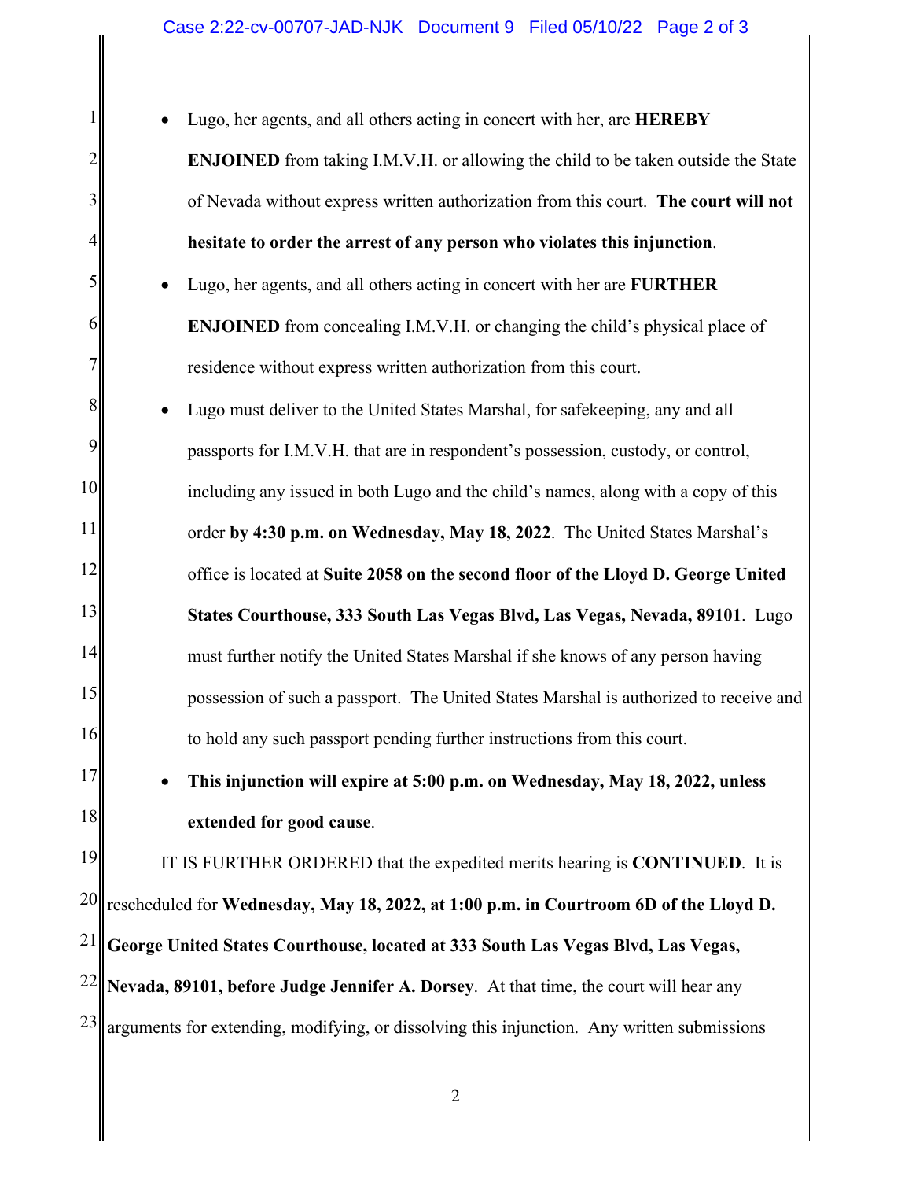- Lugo, her agents, and all others acting in concert with her, are **HEREBY ENJOINED** from taking I.M.V.H. or allowing the child to be taken outside the State of Nevada without express written authorization from this court. **The court will not hesitate to order the arrest of any person who violates this injunction**.
- Lugo, her agents, and all others acting in concert with her are **FURTHER ENJOINED** from concealing I.M.V.H. or changing the child's physical place of residence without express written authorization from this court.
- Lugo must deliver to the United States Marshal, for safekeeping, any and all passports for I.M.V.H. that are in respondent's possession, custody, or control, including any issued in both Lugo and the child's names, along with a copy of this order **by 4:30 p.m. on Wednesday, May 18, 2022**. The United States Marshal's office is located at **Suite 2058 on the second floor of the Lloyd D. George United States Courthouse, 333 South Las Vegas Blvd, Las Vegas, Nevada, 89101**. Lugo must further notify the United States Marshal if she knows of any person having possession of such a passport. The United States Marshal is authorized to receive and to hold any such passport pending further instructions from this court.
- **This injunction will expire at 5:00 p.m. on Wednesday, May 18, 2022, unless extended for good cause**.

IT IS FURTHER ORDERED that the expedited merits hearing is **CONTINUED**. It is rescheduled for **Wednesday, May 18, 2022, at 1:00 p.m. in Courtroom 6D of the Lloyd D. George United States Courthouse, located at 333 South Las Vegas Blvd, Las Vegas, Nevada, 89101, before Judge Jennifer A. Dorsey**. At that time, the court will hear any arguments for extending, modifying, or dissolving this injunction. Any written submissions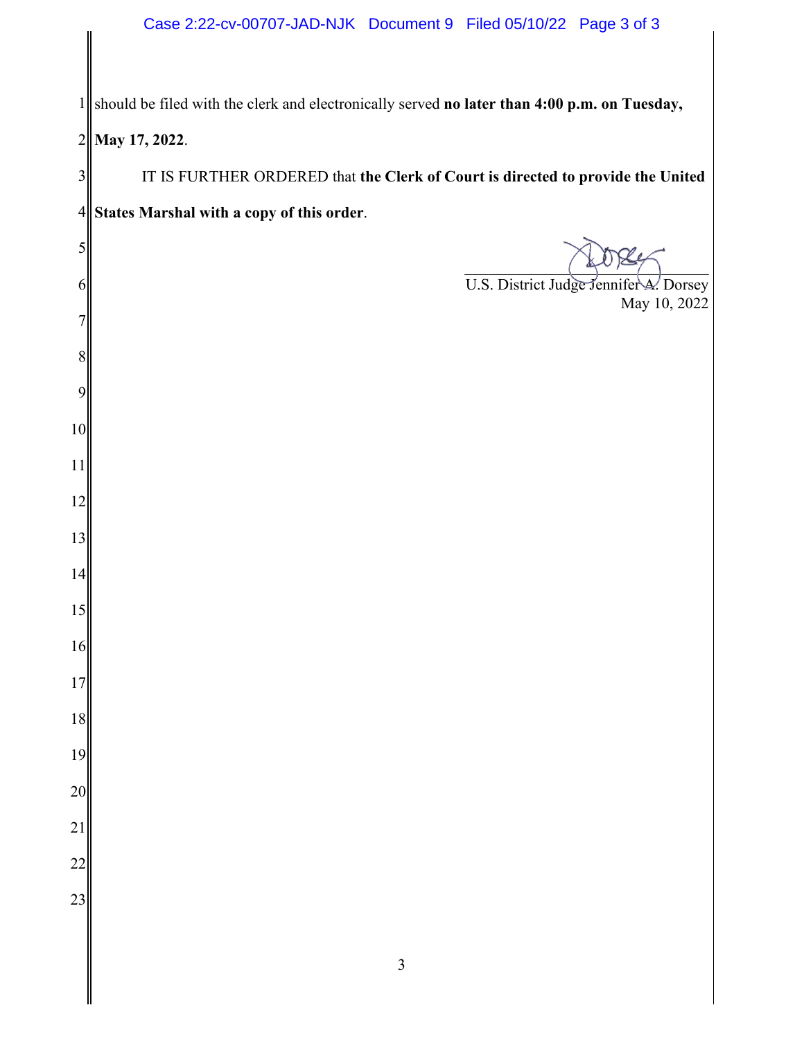should be filed with the clerk and electronically served **no later than 4:00 p.m. on Tuesday, May 17, 2022**.

IT IS FURTHER ORDERED that **the Clerk of Court is directed to provide the United States Marshal with a copy of this order**.

U.S. District Judge Jennifer A. Dorsey
May 10, 2022